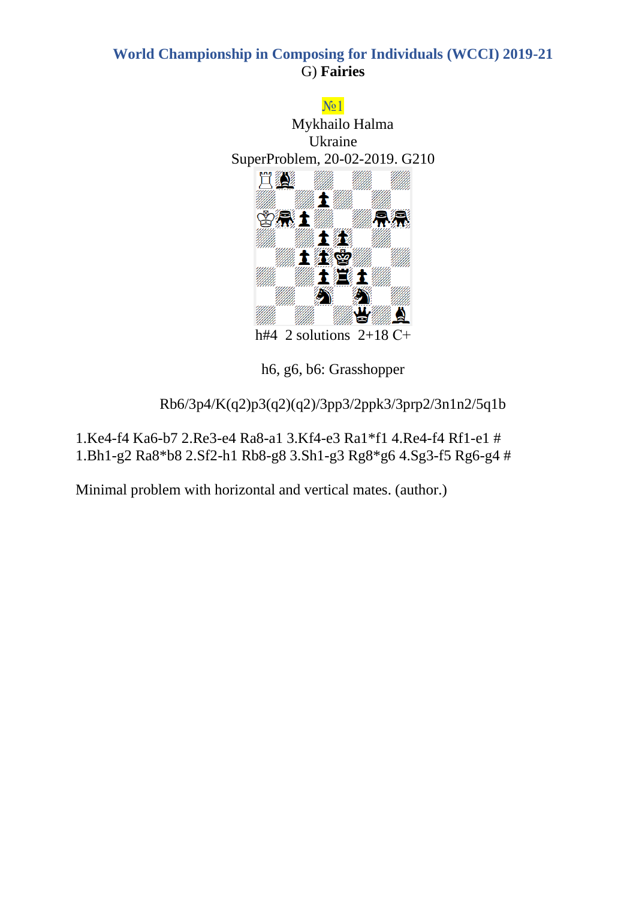# World Championship in Composing for Individuals (WCCI) 2019-21

G) **Fairies**

№1

Mykhailo Halma
Ukraine
SuperProblem, 20-02-2019. G210

h#4 2 solutions 2+18 C+

h6, g6, b6: Grasshopper

Rb6/3p4/K(q2)p3(q2)(q2)/3pp3/2ppk3/3prp2/3n1n2/5q1b

1.Ke4-f4 Ka6-b7 2.Re3-e4 Ra8-a1 3.Kf4-e3 Ra1*f1 4.Re4-f4 Rf1-e1 #
1.Bh1-g2 Ra8*b8 2.Sf2-h1 Rb8-g8 3.Sh1-g3 Rg8*g6 4.Sg3-f5 Rg6-g4 #

Minimal problem with horizontal and vertical mates. (author.)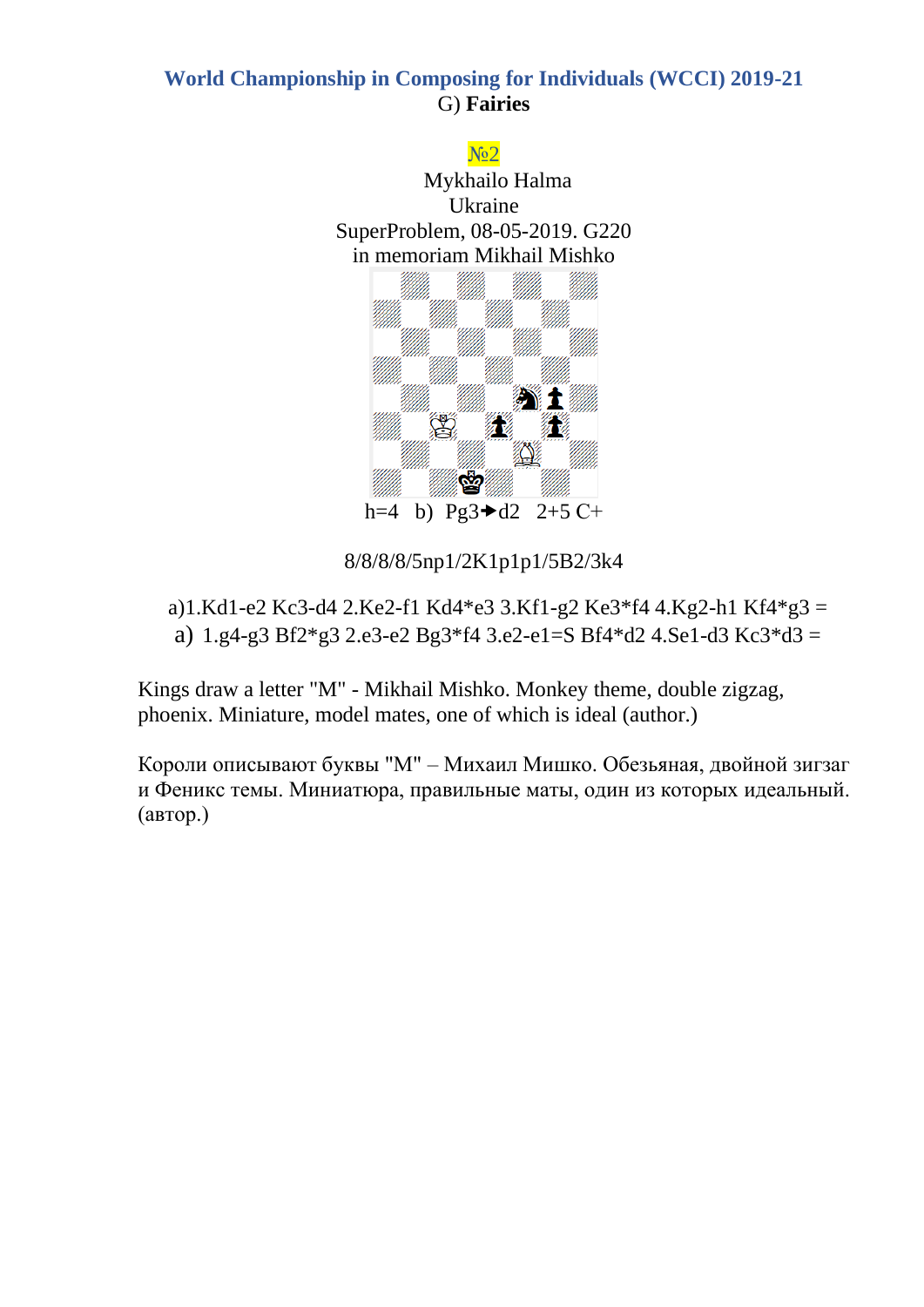## World Championship in Composing for Individuals (WCCI) 2019-21

G) **Fairies**

№2

Mykhailo Halma
Ukraine
SuperProblem, 08-05-2019. G220
in memoriam Mikhail Mishko

h=4 b) Pg3➔d2 2+5 C+

8/8/8/8/5np1/2K1p1p1/5B2/3k4

a)1.Kd1-e2 Kc3-d4 2.Ke2-f1 Kd4*e3 3.Kf1-g2 Ke3*f4 4.Kg2-h1 Kf4*g3 =
a) 1.g4-g3 Bf2*g3 2.e3-e2 Bg3*f4 3.e2-e1=S Bf4*d2 4.Se1-d3 Kc3*d3 =

Kings draw a letter "M" - Mikhail Mishko. Monkey theme, double zigzag, phoenix. Miniature, model mates, one of which is ideal (author.)

Короли описывают буквы "М" – Михаил Мишко. Обезьяная, двойной зигзаг и Феникс темы. Миниатюра, правильные маты, один из которых идеальный. (автор.)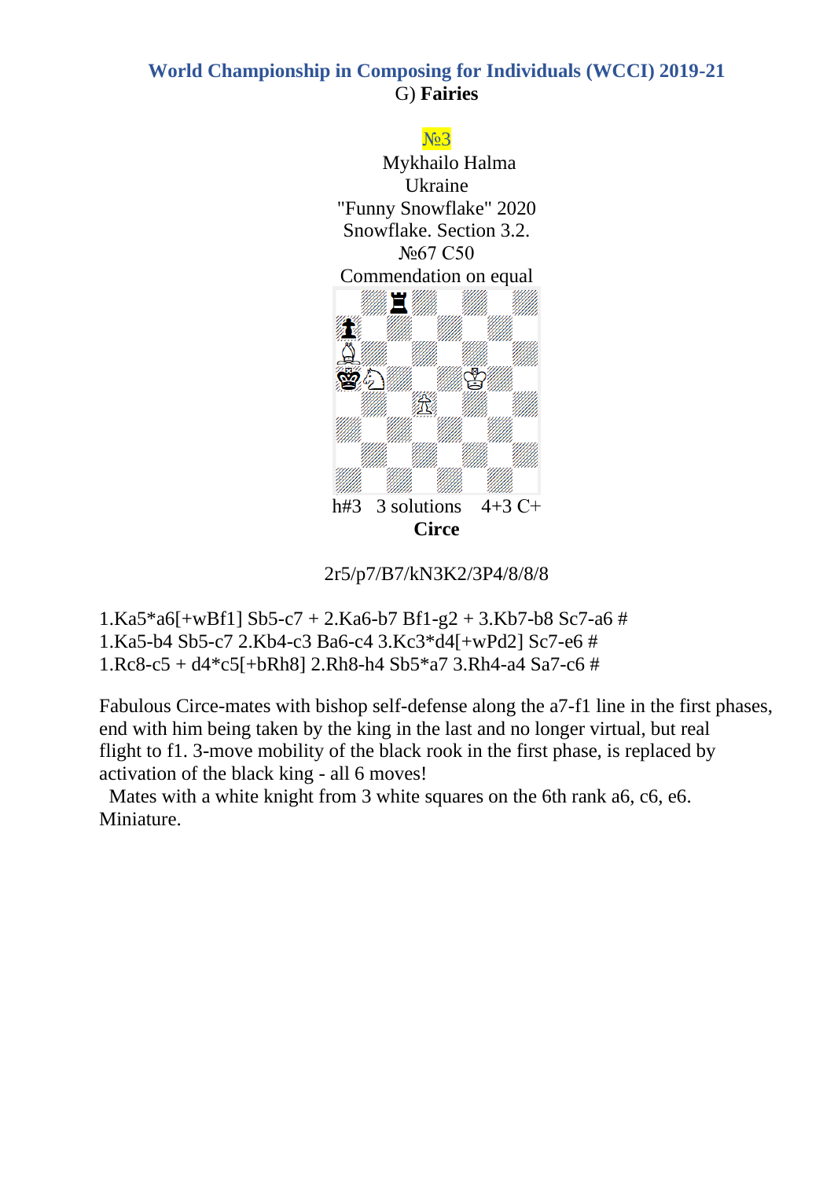**World Championship in Composing for Individuals (WCCI) 2019-21**

G) **Fairies**

№3

Mykhailo Halma
Ukraine
"Funny Snowflake" 2020
Snowflake. Section 3.2.
№67 C50
Commendation on equal

h#3 3 solutions 4+3 C+
**Circe**

2r5/p7/B7/kN3K2/3P4/8/8/8

1.Ka5*a6[+wBf1] Sb5-c7 + 2.Ka6-b7 Bf1-g2 + 3.Kb7-b8 Sc7-a6 #
1.Ka5-b4 Sb5-c7 2.Kb4-c3 Ba6-c4 3.Kc3*d4[+wPd2] Sc7-e6 #
1.Rc8-c5 + d4*c5[+bRh8] 2.Rh8-h4 Sb5*a7 3.Rh4-a4 Sa7-c6 #

Fabulous Circe-mates with bishop self-defense along the a7-f1 line in the first phases, end with him being taken by the king in the last and no longer virtual, but real flight to f1. 3-move mobility of the black rook in the first phase, is replaced by activation of the black king - all 6 moves!

Mates with a white knight from 3 white squares on the 6th rank a6, c6, e6. Miniature.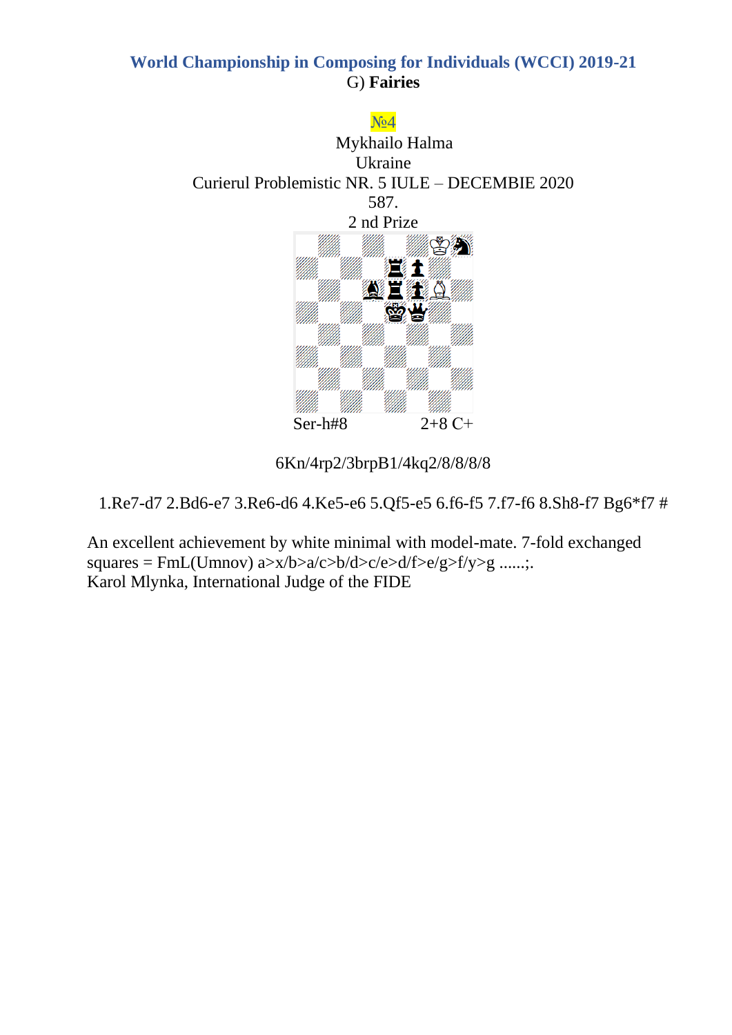## World Championship in Composing for Individuals (WCCI) 2019-21

G) **Fairies**

№4

Mykhailo Halma

Ukraine

Curierul Problemistic NR. 5 IULE – DECEMBIE 2020

587.

2 nd Prize

Ser-h#8 2+8 C+

6Kn/4rp2/3brpB1/4kq2/8/8/8/8

1.Re7-d7 2.Bd6-e7 3.Re6-d6 4.Ke5-e6 5.Qf5-e5 6.f6-f5 7.f7-f6 8.Sh8-f7 Bg6*f7 #

An excellent achievement by white minimal with model-mate. 7-fold exchanged squares = FmL(Umnov) a>x/b>a/c>b/d>c/e>d/f>e/g>f/y>g ......;.
Karol Mlynka, International Judge of the FIDE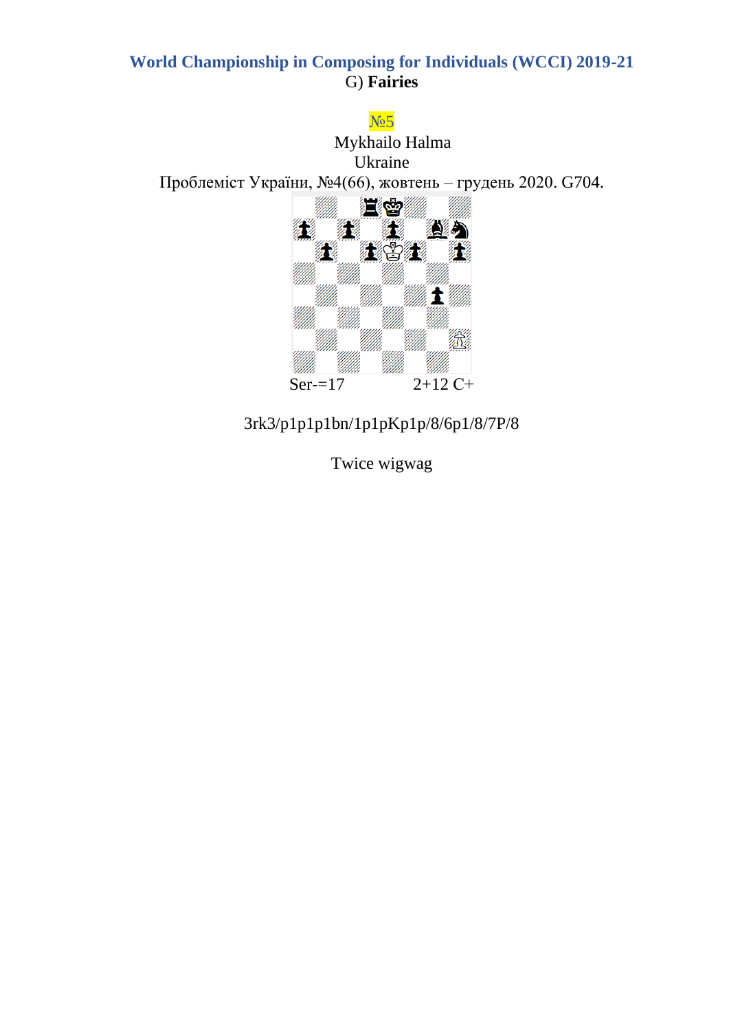**World Championship in Composing for Individuals (WCCI) 2019-21**
G) **Fairies**

№5

Mykhailo Halma
Ukraine
Проблеміст України, №4(66), жовтень – грудень 2020. G704.

Ser-=17 2+12 C+

3rk3/p1p1p1bn/1p1pKp1p/8/6p1/8/7P/8

Twice wigwag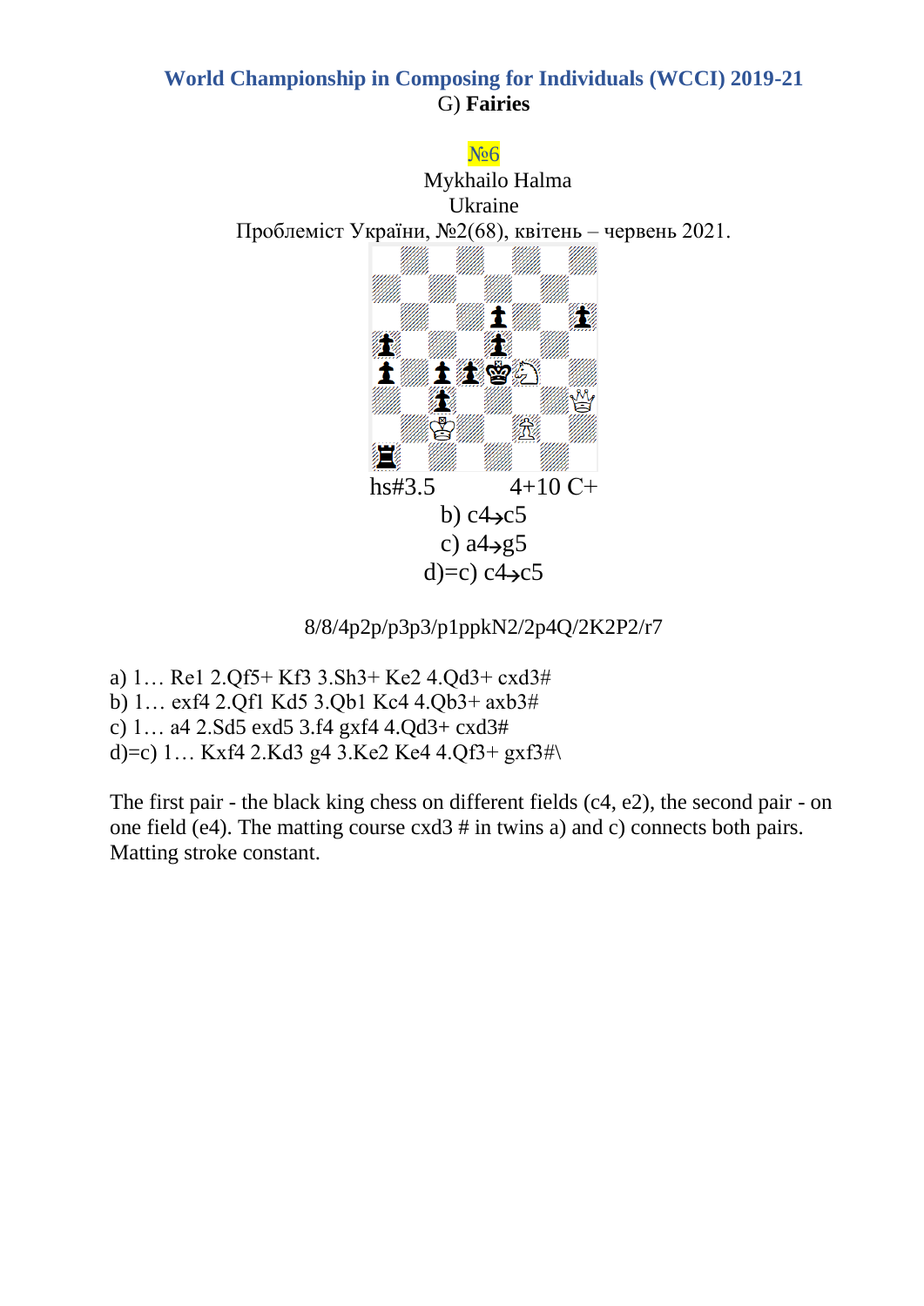# World Championship in Composing for Individuals (WCCI) 2019-21

G) **Fairies**

№6

Mykhailo Halma

Ukraine

Проблеміст України, №2(68), квітень – червень 2021.

hs#3.5 4+10 C+

b) c4→c5

c) a4→g5

d)=c) c4→c5

8/8/4p2p/p3p3/p1ppkN2/2p4Q/2K2P2/r7

a) 1… Re1 2.Qf5+ Kf3 3.Sh3+ Ke2 4.Qd3+ cxd3#

b) 1… exf4 2.Qf1 Kd5 3.Qb1 Kc4 4.Qb3+ axb3#

c) 1… a4 2.Sd5 exd5 3.f4 gxf4 4.Qd3+ cxd3#

d)=c) 1… Kxf4 2.Kd3 g4 3.Ke2 Ke4 4.Qf3+ gxf3#\

The first pair - the black king chess on different fields (c4, e2), the second pair - on one field (e4). The matting course cxd3 # in twins a) and c) connects both pairs. Matting stroke constant.